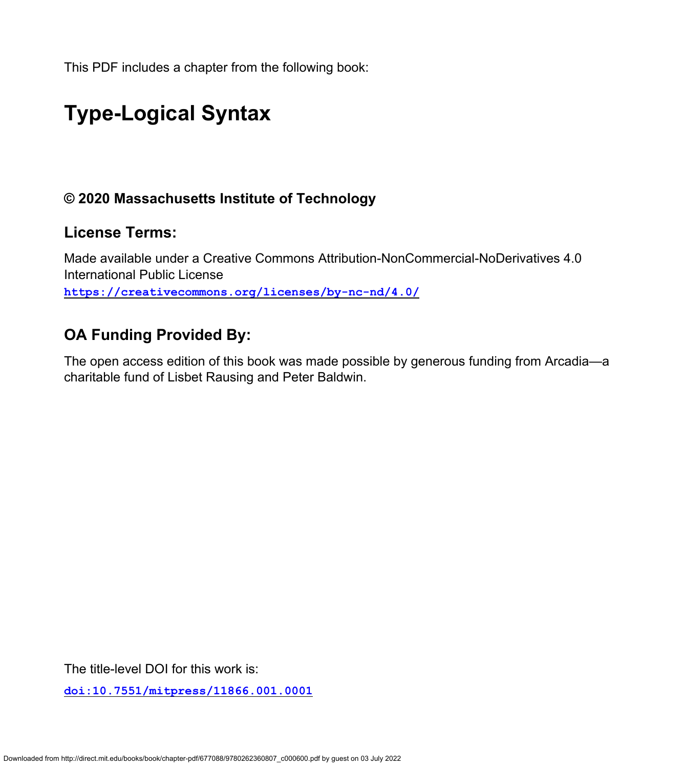This PDF includes a chapter from the following book:

# Type-Logical Syntax

**© 2020 Massachusetts Institute of Technology**

## License Terms:

Made available under a Creative Commons Attribution-NonCommercial-NoDerivatives 4.0 International Public License

**https://creativecommons.org/licenses/by-nc-nd/4.0/**

## OA Funding Provided By:

The open access edition of this book was made possible by generous funding from Arcadia—a charitable fund of Lisbet Rausing and Peter Baldwin.

The title-level DOI for this work is:

**doi:10.7551/mitpress/11866.001.0001**

Downloaded from http://direct.mit.edu/books/book/chapter-pdf/677088/9780262360807_c000600.pdf by guest on 03 July 2022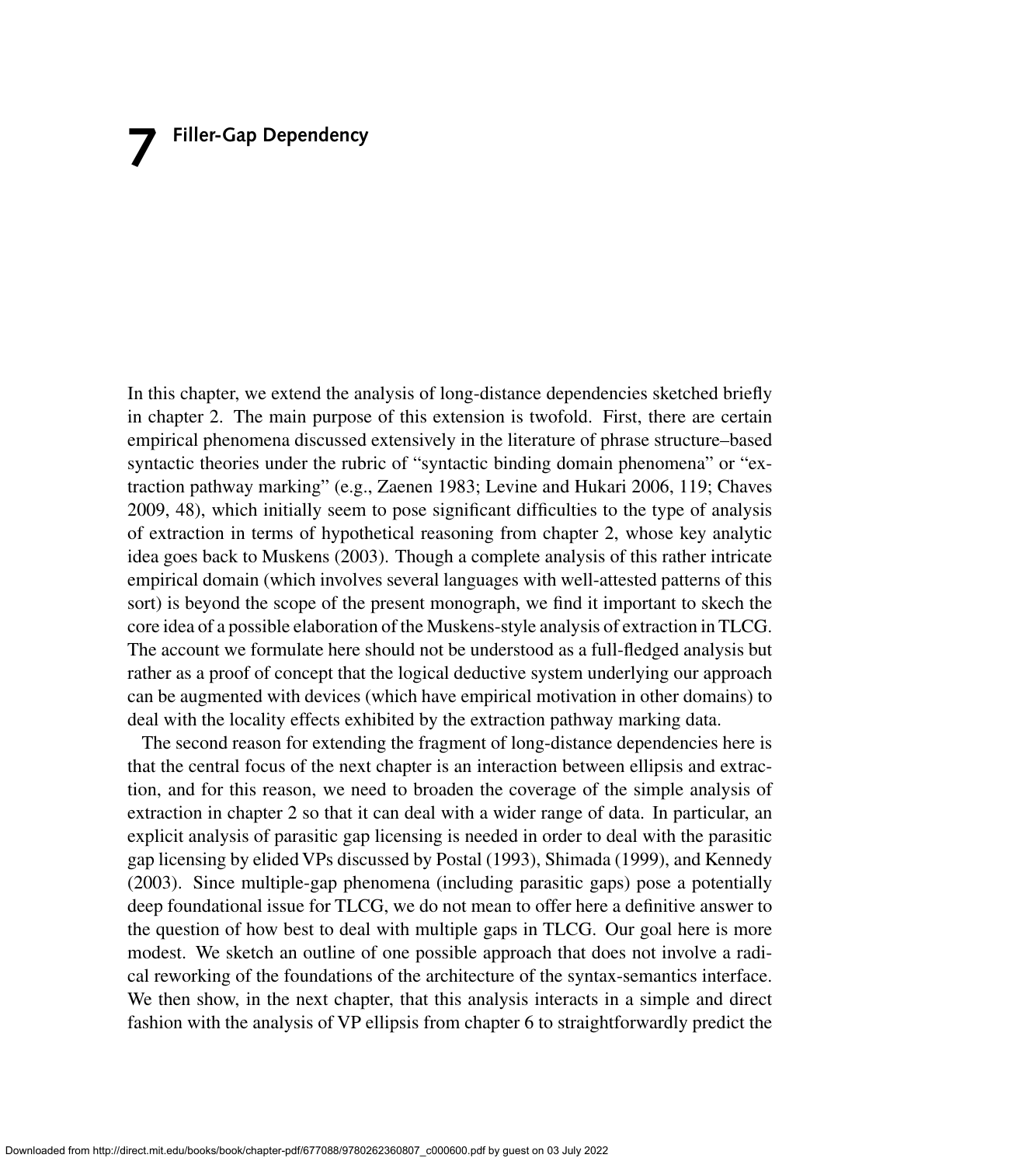# 7 Filler-Gap Dependency

In this chapter, we extend the analysis of long-distance dependencies sketched briefly in chapter 2. The main purpose of this extension is twofold. First, there are certain empirical phenomena discussed extensively in the literature of phrase structure–based syntactic theories under the rubric of "syntactic binding domain phenomena" or "extraction pathway marking" (e.g., Zaenen 1983; Levine and Hukari 2006, 119; Chaves 2009, 48), which initially seem to pose significant difficulties to the type of analysis of extraction in terms of hypothetical reasoning from chapter 2, whose key analytic idea goes back to Muskens (2003). Though a complete analysis of this rather intricate empirical domain (which involves several languages with well-attested patterns of this sort) is beyond the scope of the present monograph, we find it important to skech the core idea of a possible elaboration of the Muskens-style analysis of extraction in TLCG. The account we formulate here should not be understood as a full-fledged analysis but rather as a proof of concept that the logical deductive system underlying our approach can be augmented with devices (which have empirical motivation in other domains) to deal with the locality effects exhibited by the extraction pathway marking data.

The second reason for extending the fragment of long-distance dependencies here is that the central focus of the next chapter is an interaction between ellipsis and extraction, and for this reason, we need to broaden the coverage of the simple analysis of extraction in chapter 2 so that it can deal with a wider range of data. In particular, an explicit analysis of parasitic gap licensing is needed in order to deal with the parasitic gap licensing by elided VPs discussed by Postal (1993), Shimada (1999), and Kennedy (2003). Since multiple-gap phenomena (including parasitic gaps) pose a potentially deep foundational issue for TLCG, we do not mean to offer here a definitive answer to the question of how best to deal with multiple gaps in TLCG. Our goal here is more modest. We sketch an outline of one possible approach that does not involve a radical reworking of the foundations of the architecture of the syntax-semantics interface. We then show, in the next chapter, that this analysis interacts in a simple and direct fashion with the analysis of VP ellipsis from chapter 6 to straightforwardly predict the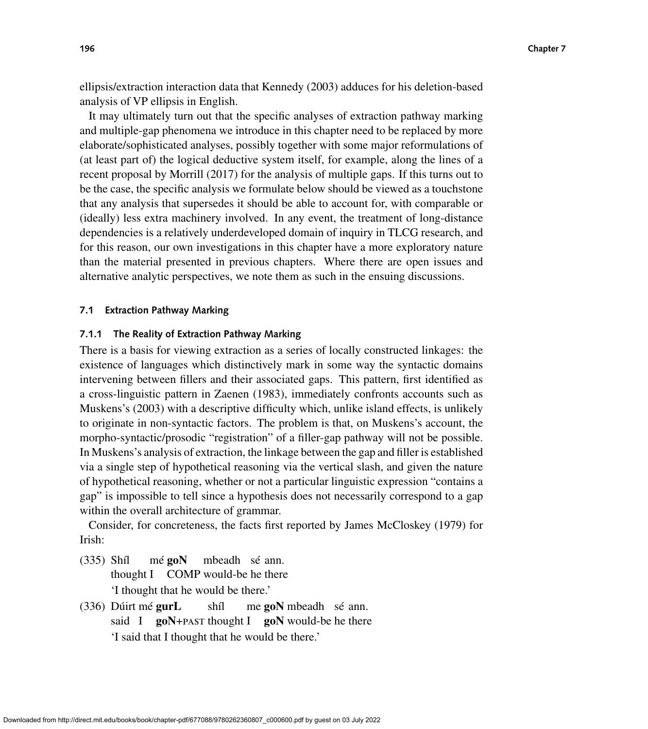ellipsis/extraction interaction data that Kennedy (2003) adduces for his deletion-based analysis of VP ellipsis in English.

It may ultimately turn out that the specific analyses of extraction pathway marking and multiple-gap phenomena we introduce in this chapter need to be replaced by more elaborate/sophisticated analyses, possibly together with some major reformulations of (at least part of) the logical deductive system itself, for example, along the lines of a recent proposal by Morrill (2017) for the analysis of multiple gaps. If this turns out to be the case, the specific analysis we formulate below should be viewed as a touchstone that any analysis that supersedes it should be able to account for, with comparable or (ideally) less extra machinery involved. In any event, the treatment of long-distance dependencies is a relatively underdeveloped domain of inquiry in TLCG research, and for this reason, our own investigations in this chapter have a more exploratory nature than the material presented in previous chapters. Where there are open issues and alternative analytic perspectives, we note them as such in the ensuing discussions.

## 7.1 Extraction Pathway Marking

### 7.1.1 The Reality of Extraction Pathway Marking

There is a basis for viewing extraction as a series of locally constructed linkages: the existence of languages which distinctively mark in some way the syntactic domains intervening between fillers and their associated gaps. This pattern, first identified as a cross-linguistic pattern in Zaenen (1983), immediately confronts accounts such as Muskens's (2003) with a descriptive difficulty which, unlike island effects, is unlikely to originate in non-syntactic factors. The problem is that, on Muskens's account, the morpho-syntactic/prosodic "registration" of a filler-gap pathway will not be possible. In Muskens's analysis of extraction, the linkage between the gap and filler is established via a single step of hypothetical reasoning via the vertical slash, and given the nature of hypothetical reasoning, whether or not a particular linguistic expression "contains a gap" is impossible to tell since a hypothesis does not necessarily correspond to a gap within the overall architecture of grammar.

Consider, for concreteness, the facts first reported by James McCloskey (1979) for Irish:

(335) Shíl mé **goN** mbeadh sé ann.
  thought I COMP would-be he there
  'I thought that he would be there.'

(336) Dúirt mé **gurL** shíl me **goN** mbeadh sé ann.
  said I **goN**+PAST thought I **goN** would-be he there
  'I said that I thought that he would be there.'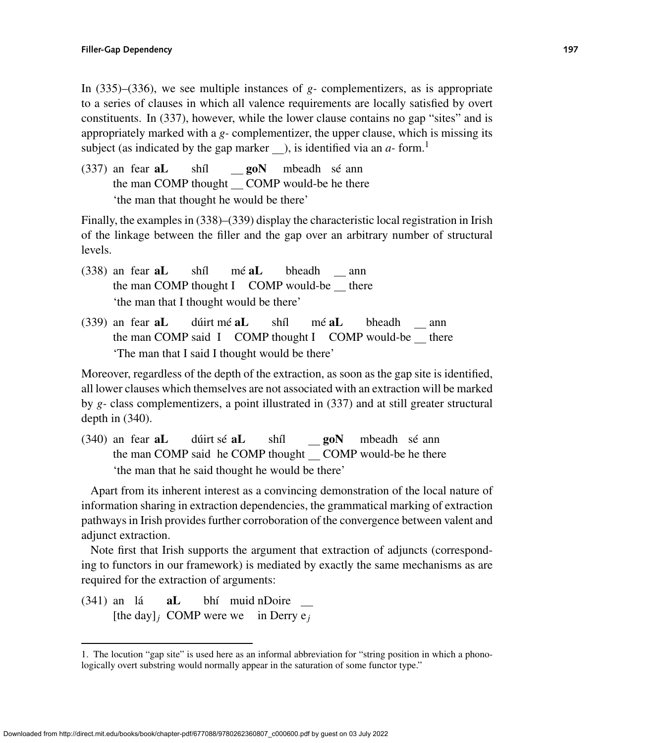In (335)–(336), we see multiple instances of *g-* complementizers, as is appropriate to a series of clauses in which all valence requirements are locally satisfied by overt constituents. In (337), however, while the lower clause contains no gap "sites" and is appropriately marked with a *g-* complementizer, the upper clause, which is missing its subject (as indicated by the gap marker __), is identified via an *a-* form.[1]

(337) an fear **aL** shíl __ **goN** mbeadh sé ann
the man COMP thought __ COMP would-be he there
'the man that thought he would be there'

Finally, the examples in (338)–(339) display the characteristic local registration in Irish of the linkage between the filler and the gap over an arbitrary number of structural levels.

(338) an fear **aL** shíl mé **aL** bheadh __ ann
the man COMP thought I COMP would-be __ there
'the man that I thought would be there'

(339) an fear **aL** dúirt mé **aL** shíl mé **aL** bheadh __ ann
the man COMP said I COMP thought I COMP would-be __ there
'The man that I said I thought would be there'

Moreover, regardless of the depth of the extraction, as soon as the gap site is identified, all lower clauses which themselves are not associated with an extraction will be marked by *g-* class complementizers, a point illustrated in (337) and at still greater structural depth in (340).

(340) an fear **aL** dúirt sé **aL** shíl __ **goN** mbeadh sé ann
the man COMP said he COMP thought __ COMP would-be he there
'the man that he said thought he would be there'

Apart from its inherent interest as a convincing demonstration of the local nature of information sharing in extraction dependencies, the grammatical marking of extraction pathways in Irish provides further corroboration of the convergence between valent and adjunct extraction.

Note first that Irish supports the argument that extraction of adjuncts (corresponding to functors in our framework) is mediated by exactly the same mechanisms as are required for the extraction of arguments:

(341) an lá **aL** bhí muid nDoire __
[the day]$_j$ COMP were we in Derry e$_j$

---

1. The locution "gap site" is used here as an informal abbreviation for "string position in which a phonologically overt substring would normally appear in the saturation of some functor type."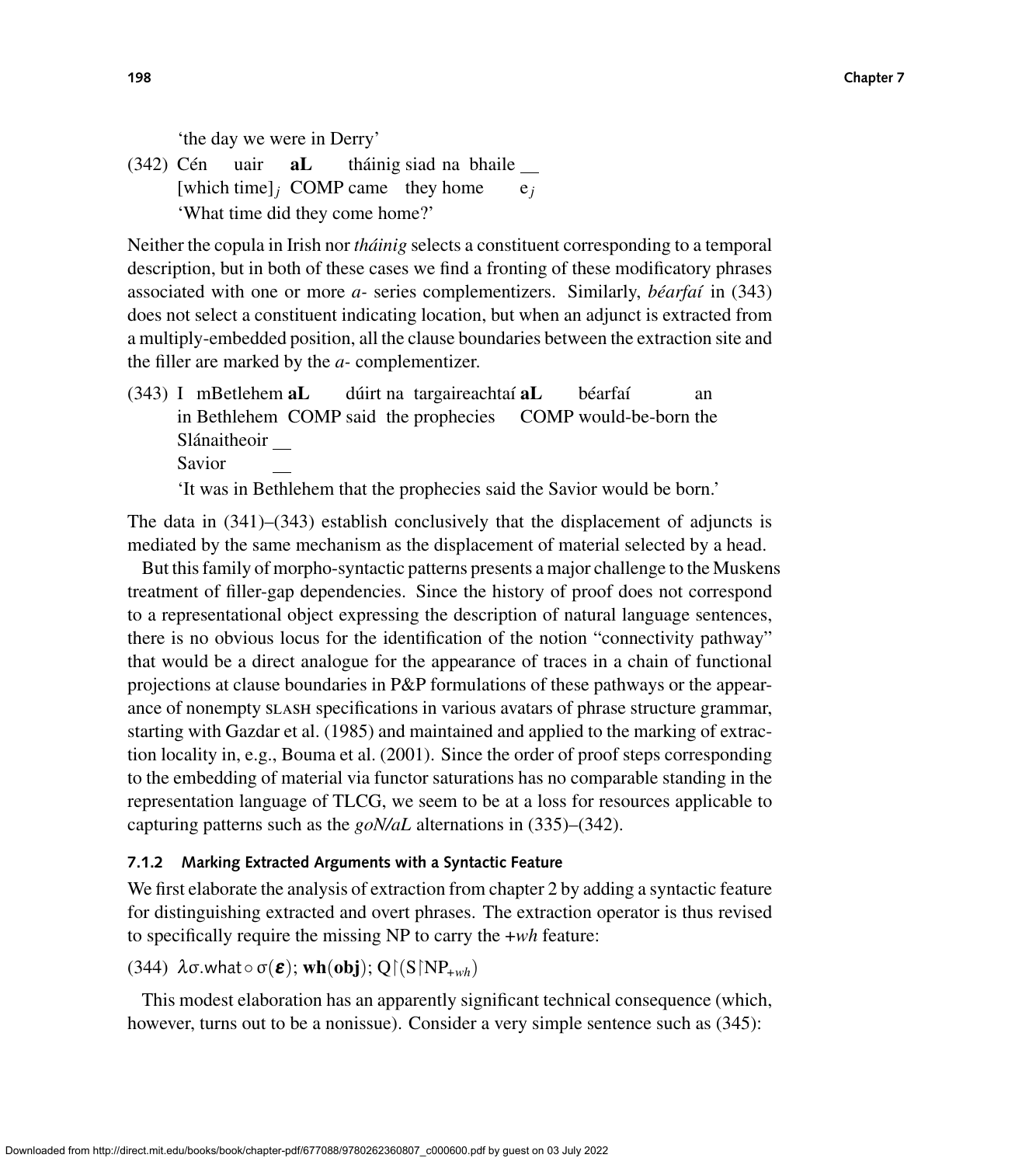'the day we were in Derry'

(342) Cén uair **aL** tháinig siad na bhaile __
[which time]$_j$ COMP came they home e$_j$
'What time did they come home?'

Neither the copula in Irish nor *tháinig* selects a constituent corresponding to a temporal description, but in both of these cases we find a fronting of these modificatory phrases associated with one or more *a-* series complementizers. Similarly, *béarfaí* in (343) does not select a constituent indicating location, but when an adjunct is extracted from a multiply-embedded position, all the clause boundaries between the extraction site and the filler are marked by the *a-* complementizer.

(343) I mBetlehem **aL** dúirt na targaireachtaí **aL** béarfaí an Slánaitheoir __
in Bethlehem COMP said the prophecies COMP would-be-born the Savior __
'It was in Bethlehem that the prophecies said the Savior would be born.'

The data in (341)–(343) establish conclusively that the displacement of adjuncts is mediated by the same mechanism as the displacement of material selected by a head.

But this family of morpho-syntactic patterns presents a major challenge to the Muskens treatment of filler-gap dependencies. Since the history of proof does not correspond to a representational object expressing the description of natural language sentences, there is no obvious locus for the identification of the notion "connectivity pathway" that would be a direct analogue for the appearance of traces in a chain of functional projections at clause boundaries in P&P formulations of these pathways or the appearance of nonempty SLASH specifications in various avatars of phrase structure grammar, starting with Gazdar et al. (1985) and maintained and applied to the marking of extraction locality in, e.g., Bouma et al. (2001). Since the order of proof steps corresponding to the embedding of material via functor saturations has no comparable standing in the representation language of TLCG, we seem to be at a loss for resources applicable to capturing patterns such as the *goN/aL* alternations in (335)–(342).

### 7.1.2 Marking Extracted Arguments with a Syntactic Feature

We first elaborate the analysis of extraction from chapter 2 by adding a syntactic feature for distinguishing extracted and overt phrases. The extraction operator is thus revised to specifically require the missing NP to carry the *+wh* feature:

(344) $\lambda\sigma.\mathsf{what} \circ \sigma(\boldsymbol{\varepsilon})$; $\mathbf{wh}(\mathbf{obj})$; $\mathrm{Q}{\upharpoonright}(\mathrm{S}{\upharpoonright}\mathrm{NP}_{+wh})$

This modest elaboration has an apparently significant technical consequence (which, however, turns out to be a nonissue). Consider a very simple sentence such as (345):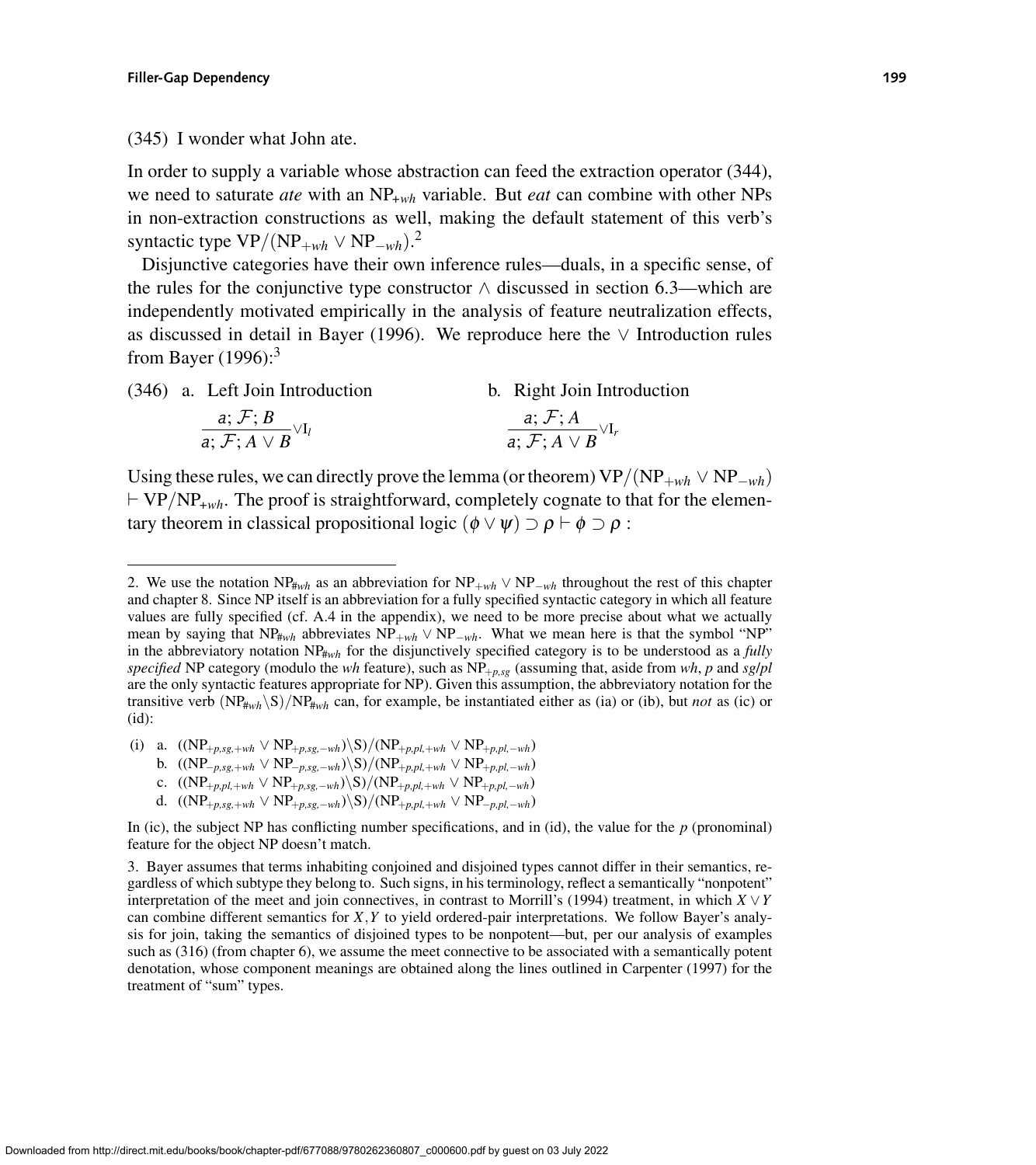(345) I wonder what John ate.

In order to supply a variable whose abstraction can feed the extraction operator (344), we need to saturate *ate* with an $\mathrm{NP}_{+wh}$ variable. But *eat* can combine with other NPs in non-extraction constructions as well, making the default statement of this verb's syntactic type $\mathrm{VP}/(\mathrm{NP}_{+wh} \vee \mathrm{NP}_{-wh})$.[2]

Disjunctive categories have their own inference rules—duals, in a specific sense, of the rules for the conjunctive type constructor $\wedge$ discussed in section 6.3—which are independently motivated empirically in the analysis of feature neutralization effects, as discussed in detail in Bayer (1996). We reproduce here the $\vee$ Introduction rules from Bayer (1996):[3]

(346) a. Left Join Introduction

$$\frac{a; \mathcal{F}; B}{a; \mathcal{F}; A \vee B}\vee\mathrm{I}_l$$

b. Right Join Introduction

$$\frac{a; \mathcal{F}; A}{a; \mathcal{F}; A \vee B}\vee\mathrm{I}_r$$

Using these rules, we can directly prove the lemma (or theorem) $\mathrm{VP}/(\mathrm{NP}_{+wh} \vee \mathrm{NP}_{-wh}) \vdash \mathrm{VP}/\mathrm{NP}_{+wh}$. The proof is straightforward, completely cognate to that for the elementary theorem in classical propositional logic $(\phi \vee \psi) \supset \rho \vdash \phi \supset \rho$ :

---

2. We use the notation $\mathrm{NP}_{\#wh}$ as an abbreviation for $\mathrm{NP}_{+wh} \vee \mathrm{NP}_{-wh}$ throughout the rest of this chapter and chapter 8. Since NP itself is an abbreviation for a fully specified syntactic category in which all feature values are fully specified (cf. A.4 in the appendix), we need to be more precise about what we actually mean by saying that $\mathrm{NP}_{\#wh}$ abbreviates $\mathrm{NP}_{+wh} \vee \mathrm{NP}_{-wh}$. What we mean here is that the symbol "NP" in the abbreviatory notation $\mathrm{NP}_{\#wh}$ for the disjunctively specified category is to be understood as a *fully specified* NP category (modulo the *wh* feature), such as $\mathrm{NP}_{+p,sg}$ (assuming that, aside from *wh*, *p* and *sg*/*pl* are the only syntactic features appropriate for NP). Given this assumption, the abbreviatory notation for the transitive verb $(\mathrm{NP}_{\#wh}\backslash \mathrm{S})/\mathrm{NP}_{\#wh}$ can, for example, be instantiated either as (ia) or (ib), but *not* as (ic) or (id):

(i) a. $((\mathrm{NP}_{+p,sg,+wh} \vee \mathrm{NP}_{+p,sg,-wh})\backslash \mathrm{S})/(\mathrm{NP}_{+p,pl,+wh} \vee \mathrm{NP}_{+p,pl,-wh})$

b. $((\mathrm{NP}_{-p,sg,+wh} \vee \mathrm{NP}_{-p,sg,-wh})\backslash \mathrm{S})/(\mathrm{NP}_{+p,pl,+wh} \vee \mathrm{NP}_{+p,pl,-wh})$

c. $((\mathrm{NP}_{+p,pl,+wh} \vee \mathrm{NP}_{+p,sg,-wh})\backslash \mathrm{S})/(\mathrm{NP}_{+p,pl,+wh} \vee \mathrm{NP}_{+p,pl,-wh})$

d. $((\mathrm{NP}_{+p,sg,+wh} \vee \mathrm{NP}_{+p,sg,-wh})\backslash \mathrm{S})/(\mathrm{NP}_{+p,pl,+wh} \vee \mathrm{NP}_{-p,pl,-wh})$

In (ic), the subject NP has conflicting number specifications, and in (id), the value for the *p* (pronominal) feature for the object NP doesn't match.

3. Bayer assumes that terms inhabiting conjoined and disjoined types cannot differ in their semantics, regardless of which subtype they belong to. Such signs, in his terminology, reflect a semantically "nonpotent" interpretation of the meet and join connectives, in contrast to Morrill's (1994) treatment, in which $X \vee Y$ can combine different semantics for $X, Y$ to yield ordered-pair interpretations. We follow Bayer's analysis for join, taking the semantics of disjoined types to be nonpotent—but, per our analysis of examples such as (316) (from chapter 6), we assume the meet connective to be associated with a semantically potent denotation, whose component meanings are obtained along the lines outlined in Carpenter (1997) for the treatment of "sum" types.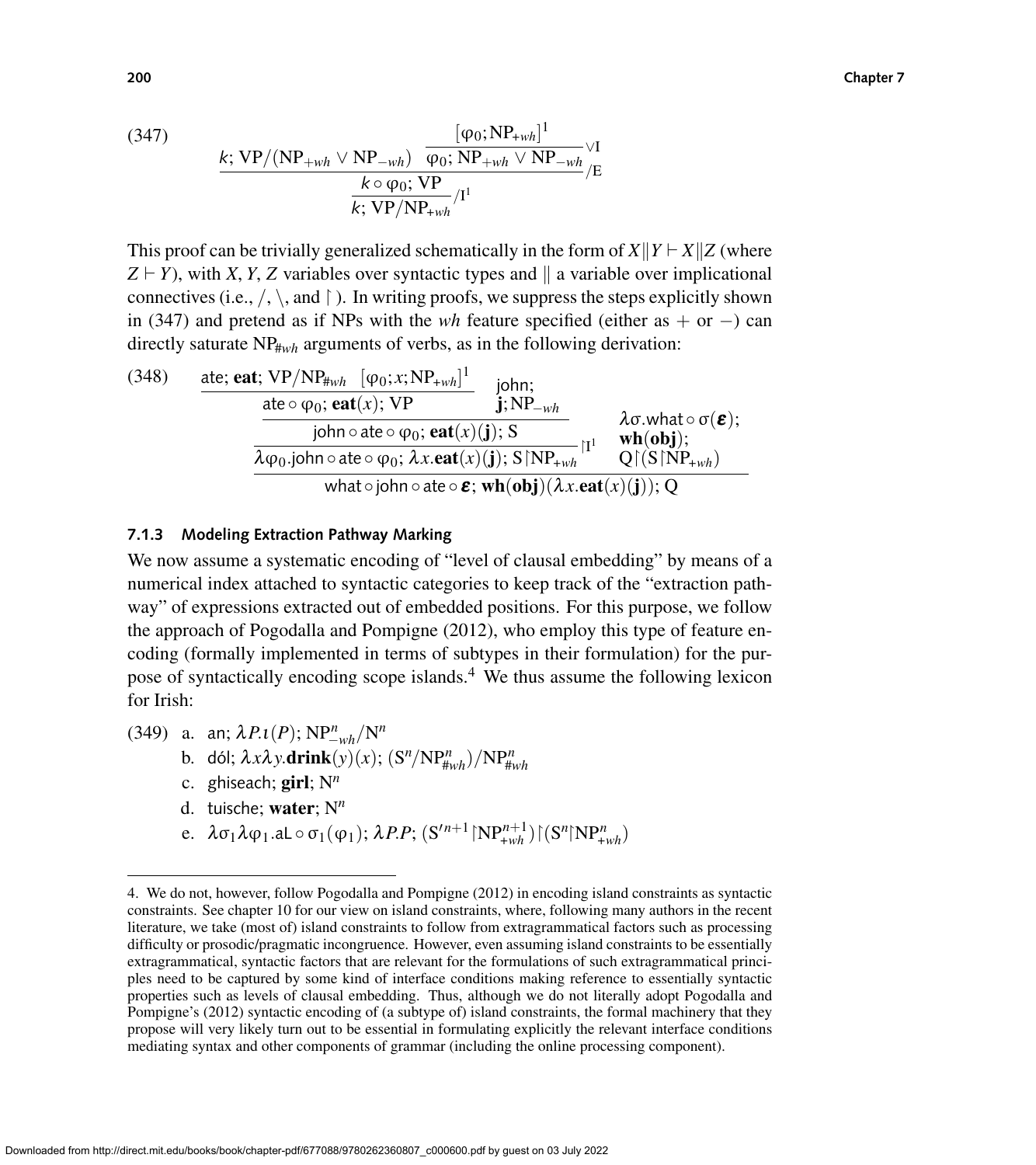(347)

$$\dfrac{k;\ \mathrm{VP}/(\mathrm{NP}_{+wh} \vee \mathrm{NP}_{-wh}) \quad \dfrac{[\varphi_0; \mathrm{NP}_{+wh}]^1}{\varphi_0; \mathrm{NP}_{+wh} \vee \mathrm{NP}_{-wh}}{\vee}\mathrm{I}}{\dfrac{k \circ \varphi_0;\ \mathrm{VP}}{k;\ \mathrm{VP}/\mathrm{NP}_{+wh}}/\mathrm{I}^1}/\mathrm{E}$$

This proof can be trivially generalized schematically in the form of $X \| Y \vdash X \| Z$ (where $Z \vdash Y$), with $X$, $Y$, $Z$ variables over syntactic types and $\|$ a variable over implicational connectives (i.e., $/$, $\backslash$, and $\upharpoonright$). In writing proofs, we suppress the steps explicitly shown in (347) and pretend as if NPs with the *wh* feature specified (either as $+$ or $-$) can directly saturate $\mathrm{NP}_{\#wh}$ arguments of verbs, as in the following derivation:

(348)

$$\dfrac{\dfrac{\dfrac{\dfrac{\mathsf{ate};\ \mathbf{eat};\ \mathrm{VP}/\mathrm{NP}_{\#wh} \quad [\varphi_0; x; \mathrm{NP}_{+wh}]^1}{\mathsf{ate} \circ \varphi_0;\ \mathbf{eat}(x);\ \mathrm{VP}} \quad \mathsf{john};\ \mathbf{j}; \mathrm{NP}_{-wh}}{\mathsf{john} \circ \mathsf{ate} \circ \varphi_0;\ \mathbf{eat}(x)(\mathbf{j});\ \mathrm{S}}}{\lambda\varphi_0.\mathsf{john} \circ \mathsf{ate} \circ \varphi_0;\ \lambda x.\mathbf{eat}(x)(\mathbf{j});\ \mathrm{S}\upharpoonright\mathrm{NP}_{+wh}}\upharpoonright\mathrm{I}^1 \quad \begin{array}{l}\lambda\sigma.\mathsf{what} \circ \sigma(\boldsymbol{\varepsilon});\\ \mathbf{wh}(\mathbf{obj});\\ \mathrm{Q}\upharpoonright(\mathrm{S}\upharpoonright\mathrm{NP}_{+wh})\end{array}}{\mathsf{what} \circ \mathsf{john} \circ \mathsf{ate} \circ \boldsymbol{\varepsilon};\ \mathbf{wh}(\mathbf{obj})(\lambda x.\mathbf{eat}(x)(\mathbf{j}));\ \mathrm{Q}}$$

### 7.1.3 Modeling Extraction Pathway Marking

We now assume a systematic encoding of "level of clausal embedding" by means of a numerical index attached to syntactic categories to keep track of the "extraction pathway" of expressions extracted out of embedded positions. For this purpose, we follow the approach of Pogodalla and Pompigne (2012), who employ this type of feature encoding (formally implemented in terms of subtypes in their formulation) for the purpose of syntactically encoding scope islands.[4] We thus assume the following lexicon for Irish:

(349)
a. an; $\lambda P.\iota(P)$; $\mathrm{NP}^n_{-wh}/\mathrm{N}^n$
b. dól; $\lambda x\lambda y.\mathbf{drink}(y)(x)$; $(\mathrm{S}^n/\mathrm{NP}^n_{\#wh})/\mathrm{NP}^n_{\#wh}$
c. ghiseach; $\mathbf{girl}$; $\mathrm{N}^n$
d. tuische; $\mathbf{water}$; $\mathrm{N}^n$
e. $\lambda\sigma_1\lambda\varphi_1.\mathsf{aL} \circ \sigma_1(\varphi_1)$; $\lambda P.P$; $(\mathrm{S}'^{n+1}\upharpoonright\mathrm{NP}^{n+1}_{+wh})\upharpoonright(\mathrm{S}^n\upharpoonright\mathrm{NP}^n_{+wh})$

---

4. We do not, however, follow Pogodalla and Pompigne (2012) in encoding island constraints as syntactic constraints. See chapter 10 for our view on island constraints, where, following many authors in the recent literature, we take (most of) island constraints to follow from extragrammatical factors such as processing difficulty or prosodic/pragmatic incongruence. However, even assuming island constraints to be essentially extragrammatical, syntactic factors that are relevant for the formulations of such extragrammatical principles need to be captured by some kind of interface conditions making reference to essentially syntactic properties such as levels of clausal embedding. Thus, although we do not literally adopt Pogodalla and Pompigne's (2012) syntactic encoding of (a subtype of) island constraints, the formal machinery that they propose will very likely turn out to be essential in formulating explicitly the relevant interface conditions mediating syntax and other components of grammar (including the online processing component).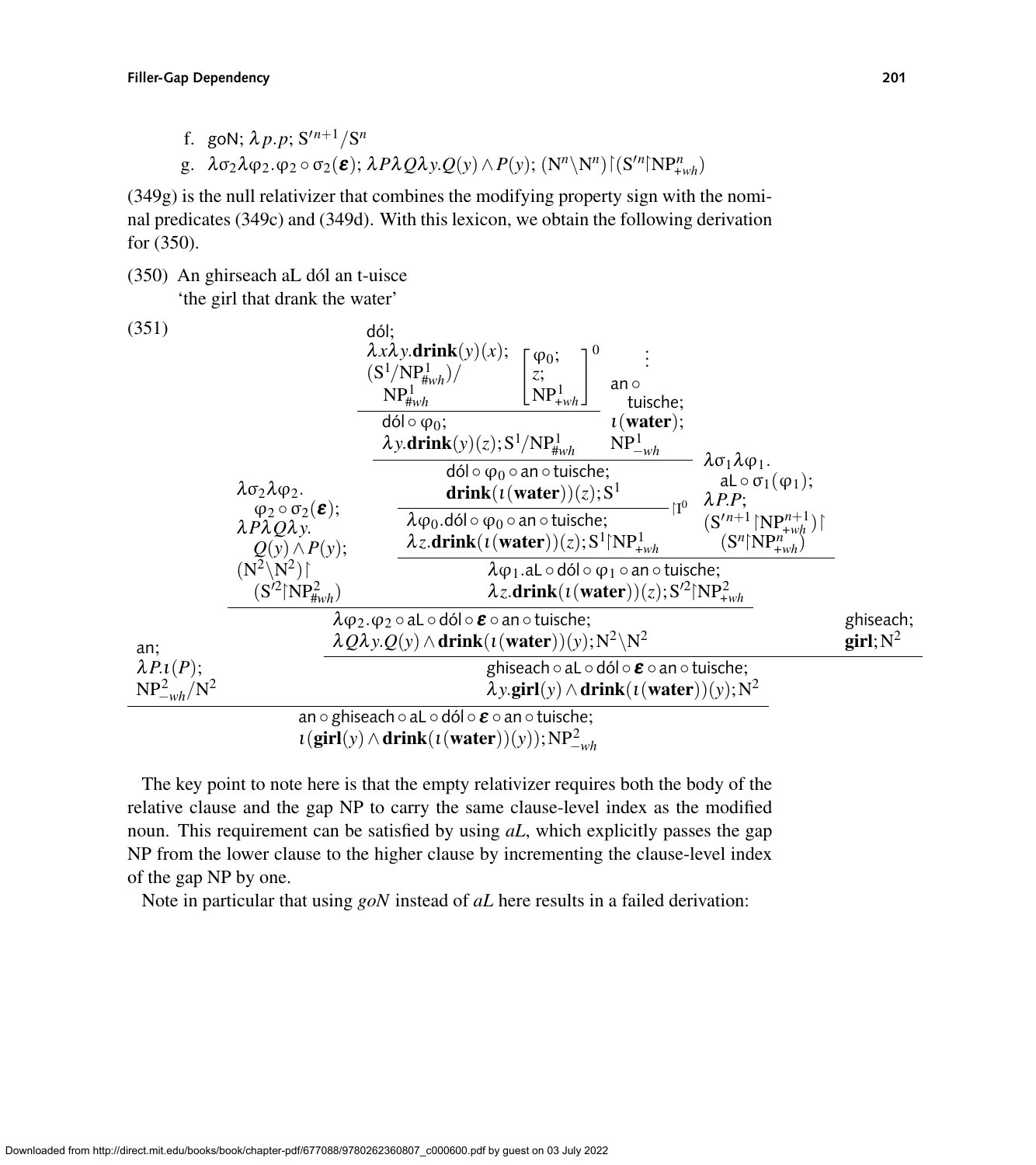f. goN; $\lambda p.p$; $\mathrm{S}'^{n+1}/\mathrm{S}^n$

g. $\lambda\sigma_2\lambda\varphi_2.\varphi_2 \circ \sigma_2(\boldsymbol{\varepsilon})$; $\lambda P\lambda Q\lambda y.Q(y) \wedge P(y)$; $(\mathrm{N}^n\backslash\mathrm{N}^n)\upharpoonright(\mathrm{S}'^n\upharpoonright\mathrm{NP}^n_{+wh})$

(349g) is the null relativizer that combines the modifying property sign with the nominal predicates (349c) and (349d). With this lexicon, we obtain the following derivation for (350).

(350) An ghirseach aL dól an t-uisce
'the girl that drank the water'

(351)

$$\dfrac{\begin{matrix}\text{an};\\ \lambda P.\iota(P);\\ \mathrm{NP}^2_{-wh}/\mathrm{N}^2\end{matrix} \quad \dfrac{\dfrac{\begin{matrix}\lambda\sigma_2\lambda\varphi_2.\\ \varphi_2\circ\sigma_2(\boldsymbol{\varepsilon});\\ \lambda P\lambda Q\lambda y.\\ Q(y)\wedge P(y);\\ (\mathrm{N}^2\backslash\mathrm{N}^2)\upharpoonright\\ (\mathrm{S}'^2\upharpoonright\mathrm{NP}^2_{\#wh})\end{matrix} \quad \dfrac{\dfrac{\dfrac{\dfrac{\begin{matrix}\text{dól};\\ \lambda x\lambda y.\mathbf{drink}(y)(x);\\ (\mathrm{S}^1/\mathrm{NP}^1_{\#wh})/\\ \mathrm{NP}^1_{\#wh}\end{matrix} \quad \begin{bmatrix}\varphi_0;\\ z;\\ \mathrm{NP}^1_{+wh}\end{bmatrix}^0}{\begin{matrix}\text{dól}\circ\varphi_0;\\ \lambda y.\mathbf{drink}(y)(z);\mathrm{S}^1/\mathrm{NP}^1_{\#wh}\end{matrix}} \quad \begin{matrix}\vdots\\ \text{an}\circ\\ \text{tuische};\\ \iota(\mathbf{water});\\ \mathrm{NP}^1_{-wh}\end{matrix}}{\begin{matrix}\text{dól}\circ\varphi_0\circ\text{an}\circ\text{tuische};\\ \mathbf{drink}(\iota(\mathbf{water}))(z);\mathrm{S}^1\end{matrix}}}{\begin{matrix}\lambda\varphi_0.\text{dól}\circ\varphi_0\circ\text{an}\circ\text{tuische};\\ \lambda z.\mathbf{drink}(\iota(\mathbf{water}))(z);\mathrm{S}^1\upharpoonright\mathrm{NP}^1_{+wh}\end{matrix}}\upharpoonright\mathrm{I}^0 \quad \begin{matrix}\lambda\sigma_1\lambda\varphi_1.\\ \text{aL}\circ\sigma_1(\varphi_1);\\ \lambda P.P;\\ (\mathrm{S}'^{n+1}\upharpoonright\mathrm{NP}^{n+1}_{+wh})\upharpoonright\\ (\mathrm{S}^n\upharpoonright\mathrm{NP}^n_{+wh})\end{matrix}}{\begin{matrix}\lambda\varphi_1.\text{aL}\circ\text{dól}\circ\varphi_1\circ\text{an}\circ\text{tuische};\\ \lambda z.\mathbf{drink}(\iota(\mathbf{water}))(z);\mathrm{S}'^2\upharpoonright\mathrm{NP}^2_{+wh}\end{matrix}}}{\begin{matrix}\lambda\varphi_2.\varphi_2\circ\text{aL}\circ\text{dól}\circ\boldsymbol{\varepsilon}\circ\text{an}\circ\text{tuische};\\ \lambda Q\lambda y.Q(y)\wedge\mathbf{drink}(\iota(\mathbf{water}))(y);\mathrm{N}^2\backslash\mathrm{N}^2\end{matrix}} \quad \begin{matrix}\text{ghiseach};\\ \mathbf{girl};\mathrm{N}^2\end{matrix}}{\begin{matrix}\text{ghiseach}\circ\text{aL}\circ\text{dól}\circ\boldsymbol{\varepsilon}\circ\text{an}\circ\text{tuische};\\ \lambda y.\mathbf{girl}(y)\wedge\mathbf{drink}(\iota(\mathbf{water}))(y);\mathrm{N}^2\end{matrix}}}{\begin{matrix}\text{an}\circ\text{ghiseach}\circ\text{aL}\circ\text{dól}\circ\boldsymbol{\varepsilon}\circ\text{an}\circ\text{tuische};\\ \iota(\mathbf{girl}(y)\wedge\mathbf{drink}(\iota(\mathbf{water}))(y));\mathrm{NP}^2_{-wh}\end{matrix}}$$

The key point to note here is that the empty relativizer requires both the body of the relative clause and the gap NP to carry the same clause-level index as the modified noun. This requirement can be satisfied by using *aL*, which explicitly passes the gap NP from the lower clause to the higher clause by incrementing the clause-level index of the gap NP by one.

Note in particular that using *goN* instead of *aL* here results in a failed derivation: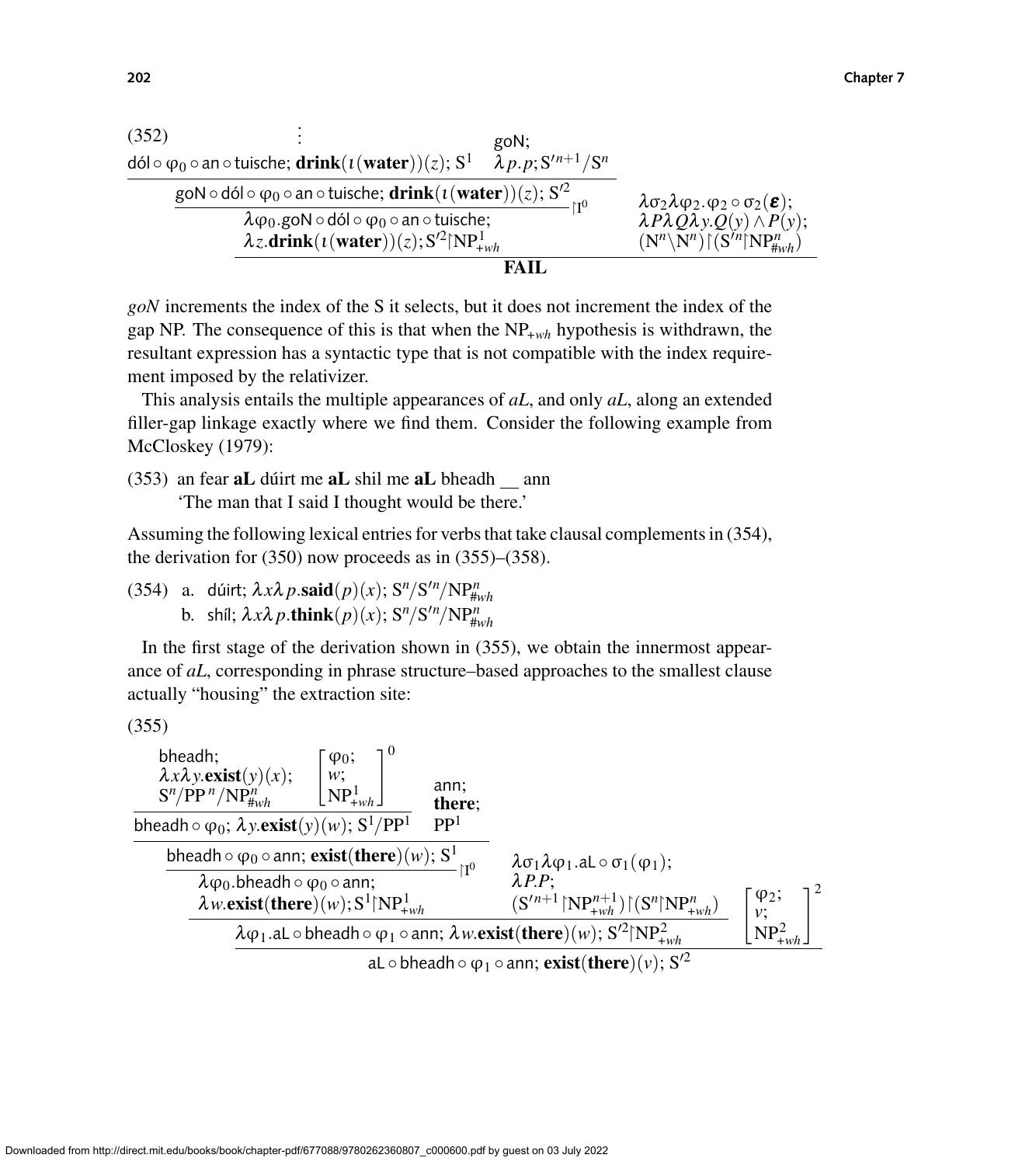(352)

$$
\dfrac{\dfrac{\dfrac{\vdots \atop \mathsf{dól} \circ \varphi_0 \circ \mathsf{an} \circ \mathsf{tuische};\ \mathbf{drink}(\iota(\mathbf{water}))(z);\ S^1 \qquad \mathsf{goN}; \atop \lambda p.p;\ S'^{n+1}/S^n}{\mathsf{goN} \circ \mathsf{dól} \circ \varphi_0 \circ \mathsf{an} \circ \mathsf{tuische};\ \mathbf{drink}(\iota(\mathbf{water}))(z);\ S'^2}}{\lambda\varphi_0.\mathsf{goN} \circ \mathsf{dól} \circ \varphi_0 \circ \mathsf{an} \circ \mathsf{tuische}; \atop \lambda z.\mathbf{drink}(\iota(\mathbf{water}))(z);\ S'^2 \upharpoonright NP^1_{+wh}}{\upharpoonright I^0} \qquad \begin{array}{l}\lambda\sigma_2\lambda\varphi_2.\varphi_2 \circ \sigma_2(\boldsymbol{\varepsilon});\\ \lambda P\lambda Q\lambda y.Q(y) \wedge P(y);\\ (N^n\backslash N^n)\upharpoonright(S'^n \upharpoonright NP^n_{\#wh})\end{array}}{\textbf{FAIL}}
$$

*goN* increments the index of the S it selects, but it does not increment the index of the gap NP. The consequence of this is that when the $NP_{+wh}$ hypothesis is withdrawn, the resultant expression has a syntactic type that is not compatible with the index requirement imposed by the relativizer.

This analysis entails the multiple appearances of *aL*, and only *aL*, along an extended filler-gap linkage exactly where we find them. Consider the following example from McCloskey (1979):

(353) an fear **aL** dúirt me **aL** shil me **aL** bheadh __ ann
'The man that I said I thought would be there.'

Assuming the following lexical entries for verbs that take clausal complements in (354), the derivation for (350) now proceeds as in (355)–(358).

(354) a. dúirt; $\lambda x\lambda p.\mathbf{said}(p)(x);\ S^n/S'^n/NP^n_{\#wh}$
b. shíl; $\lambda x\lambda p.\mathbf{think}(p)(x);\ S^n/S'^n/NP^n_{\#wh}$

In the first stage of the derivation shown in (355), we obtain the innermost appearance of *aL*, corresponding in phrase structure–based approaches to the smallest clause actually "housing" the extraction site:

(355)

$$
\dfrac{\dfrac{\dfrac{\dfrac{\dfrac{\mathsf{bheadh}; \atop {\lambda x\lambda y.\mathbf{exist}(y)(x); \atop S^n/PP^n/NP^n_{\#wh}} \qquad \begin{bmatrix}\varphi_0;\\ w;\\ NP^1_{+wh}\end{bmatrix}^0}{\mathsf{bheadh} \circ \varphi_0;\ \lambda y.\mathbf{exist}(y)(w);\ S^1/PP^1} \qquad {\mathsf{ann}; \atop {\mathbf{there}; \atop PP^1}}}{\mathsf{bheadh} \circ \varphi_0 \circ \mathsf{ann};\ \mathbf{exist}(\mathbf{there})(w);\ S^1}}{\lambda\varphi_0.\mathsf{bheadh} \circ \varphi_0 \circ \mathsf{ann}; \atop \lambda w.\mathbf{exist}(\mathbf{there})(w);\ S^1 \upharpoonright NP^1_{+wh}}{\upharpoonright I^0} \qquad \begin{array}{l}\lambda\sigma_1\lambda\varphi_1.\mathsf{aL} \circ \sigma_1(\varphi_1);\\ \lambda P.P;\\ (S'^{n+1} \upharpoonright NP^{n+1}_{+wh})\upharpoonright(S^n \upharpoonright NP^n_{+wh})\end{array}}{\lambda\varphi_1.\mathsf{aL} \circ \mathsf{bheadh} \circ \varphi_1 \circ \mathsf{ann};\ \lambda w.\mathbf{exist}(\mathbf{there})(w);\ S'^2 \upharpoonright NP^2_{+wh}} \qquad \begin{bmatrix}\varphi_2;\\ v;\\ NP^2_{+wh}\end{bmatrix}^2}{\mathsf{aL} \circ \mathsf{bheadh} \circ \varphi_1 \circ \mathsf{ann};\ \mathbf{exist}(\mathbf{there})(v);\ S'^2}
$$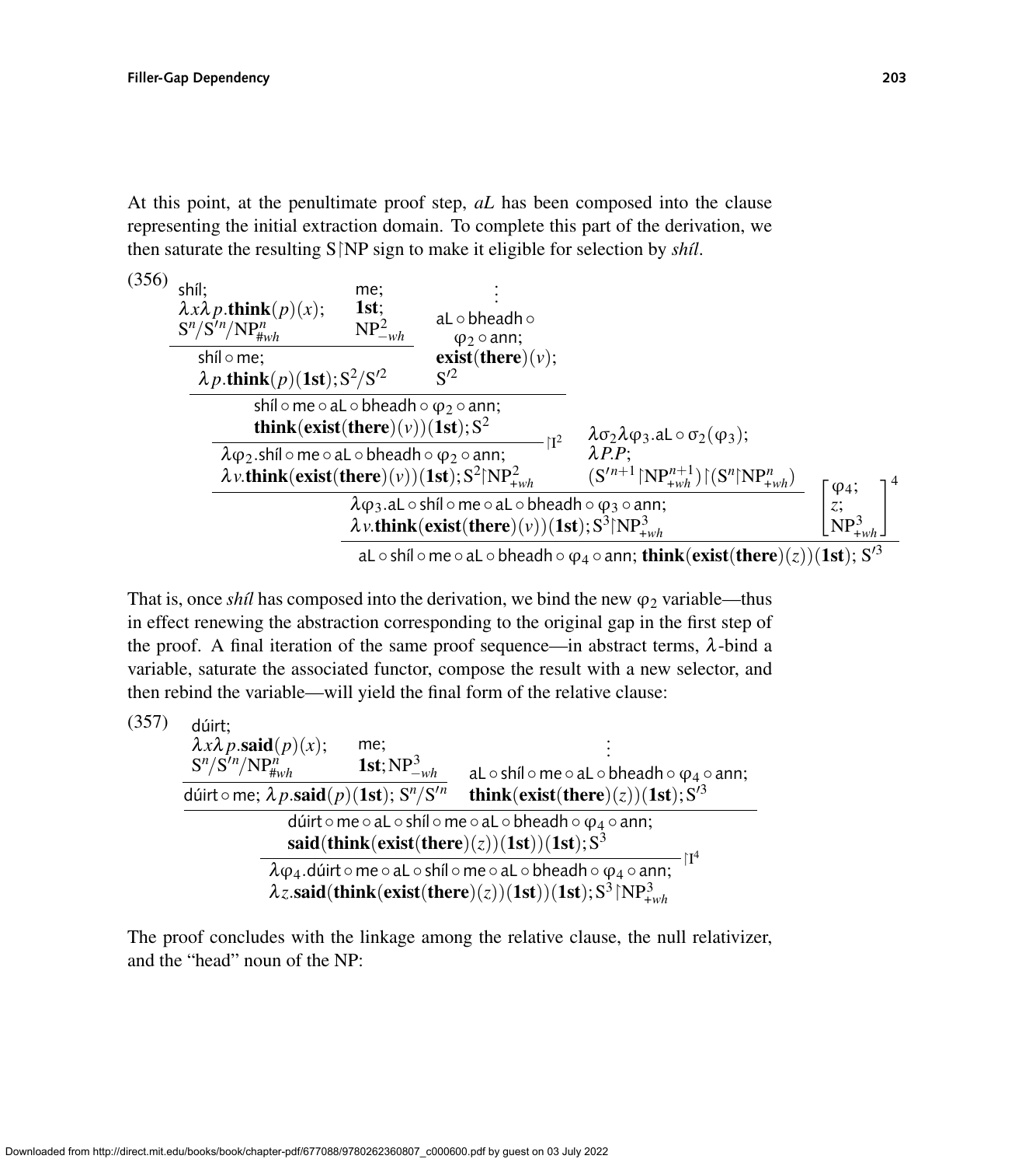At this point, at the penultimate proof step, *aL* has been composed into the clause representing the initial extraction domain. To complete this part of the derivation, we then saturate the resulting S↾NP sign to make it eligible for selection by *shíl*.

(356)

$$
\dfrac{
\dfrac{
\dfrac{
\dfrac{
\begin{matrix}\text{shíl};\\ \lambda x\lambda p.\mathbf{think}(p)(x);\\ \mathrm{S}^n/\mathrm{S}'^n/\mathrm{NP}^n_{\#wh}\end{matrix}
\quad
\begin{matrix}\text{me};\\ \mathbf{1st};\\ \mathrm{NP}^2_{-wh}\end{matrix}
}{
\begin{matrix}\text{shíl}\circ\text{me};\\ \lambda p.\mathbf{think}(p)(\mathbf{1st});\mathrm{S}^2/\mathrm{S}'^2\end{matrix}
}
\quad
\begin{matrix}\vdots\\ \text{aL}\circ\text{bheadh}\circ\\ \varphi_2\circ\text{ann};\\ \mathbf{exist}(\mathbf{there})(v);\\ \mathrm{S}'^2\end{matrix}
}{
\begin{matrix}\text{shíl}\circ\text{me}\circ\text{aL}\circ\text{bheadh}\circ\varphi_2\circ\text{ann};\\ \mathbf{think}(\mathbf{exist}(\mathbf{there})(v))(\mathbf{1st});\mathrm{S}^2\end{matrix}
}{\upharpoonright}\mathrm{I}^2
}{
\begin{matrix}\lambda\varphi_2.\text{shíl}\circ\text{me}\circ\text{aL}\circ\text{bheadh}\circ\varphi_2\circ\text{ann};\\ \lambda v.\mathbf{think}(\mathbf{exist}(\mathbf{there})(v))(\mathbf{1st});\mathrm{S}^2{\upharpoonright}\mathrm{NP}^2_{+wh}\end{matrix}
}
\quad
\begin{matrix}\lambda\sigma_2\lambda\varphi_3.\text{aL}\circ\sigma_2(\varphi_3);\\ \lambda P.P;\\ (\mathrm{S}'^{n+1}{\upharpoonright}\mathrm{NP}^{n+1}_{+wh}){\upharpoonright}(\mathrm{S}^n{\upharpoonright}\mathrm{NP}^n_{+wh})\end{matrix}
}{
\begin{matrix}\lambda\varphi_3.\text{aL}\circ\text{shíl}\circ\text{me}\circ\text{aL}\circ\text{bheadh}\circ\varphi_3\circ\text{ann};\\ \lambda v.\mathbf{think}(\mathbf{exist}(\mathbf{there})(v))(\mathbf{1st});\mathrm{S}^3{\upharpoonright}\mathrm{NP}^3_{+wh}\end{matrix}
}
\quad
\begin{bmatrix}\varphi_4;\\ z;\\ \mathrm{NP}^3_{+wh}\end{bmatrix}^4
}{
\text{aL}\circ\text{shíl}\circ\text{me}\circ\text{aL}\circ\text{bheadh}\circ\varphi_4\circ\text{ann};\ \mathbf{think}(\mathbf{exist}(\mathbf{there})(z))(\mathbf{1st});\ \mathrm{S}'^3
}
$$

That is, once *shíl* has composed into the derivation, we bind the new $\varphi_2$ variable—thus in effect renewing the abstraction corresponding to the original gap in the first step of the proof. A final iteration of the same proof sequence—in abstract terms, $\lambda$-bind a variable, saturate the associated functor, compose the result with a new selector, and then rebind the variable—will yield the final form of the relative clause:

(357)

$$
\dfrac{
\dfrac{
\dfrac{
\begin{matrix}\text{dúirt};\\ \lambda x\lambda p.\mathbf{said}(p)(x);\\ \mathrm{S}^n/\mathrm{S}'^n/\mathrm{NP}^n_{\#wh}\end{matrix}
\quad
\begin{matrix}\text{me};\\ \mathbf{1st};\mathrm{NP}^3_{-wh}\end{matrix}
}{
\text{dúirt}\circ\text{me};\ \lambda p.\mathbf{said}(p)(\mathbf{1st});\ \mathrm{S}^n/\mathrm{S}'^n
}
\quad
\begin{matrix}\vdots\\ \text{aL}\circ\text{shíl}\circ\text{me}\circ\text{aL}\circ\text{bheadh}\circ\varphi_4\circ\text{ann};\\ \mathbf{think}(\mathbf{exist}(\mathbf{there})(z))(\mathbf{1st});\mathrm{S}'^3\end{matrix}
}{
\begin{matrix}\text{dúirt}\circ\text{me}\circ\text{aL}\circ\text{shíl}\circ\text{me}\circ\text{aL}\circ\text{bheadh}\circ\varphi_4\circ\text{ann};\\ \mathbf{said}(\mathbf{think}(\mathbf{exist}(\mathbf{there})(z))(\mathbf{1st}))(\mathbf{1st});\mathrm{S}^3\end{matrix}
}
}{
\begin{matrix}\lambda\varphi_4.\text{dúirt}\circ\text{me}\circ\text{aL}\circ\text{shíl}\circ\text{me}\circ\text{aL}\circ\text{bheadh}\circ\varphi_4\circ\text{ann};\\ \lambda z.\mathbf{said}(\mathbf{think}(\mathbf{exist}(\mathbf{there})(z))(\mathbf{1st}))(\mathbf{1st});\mathrm{S}^3{\upharpoonright}\mathrm{NP}^3_{+wh}\end{matrix}
}{\upharpoonright}\mathrm{I}^4
$$

The proof concludes with the linkage among the relative clause, the null relativizer, and the "head" noun of the NP: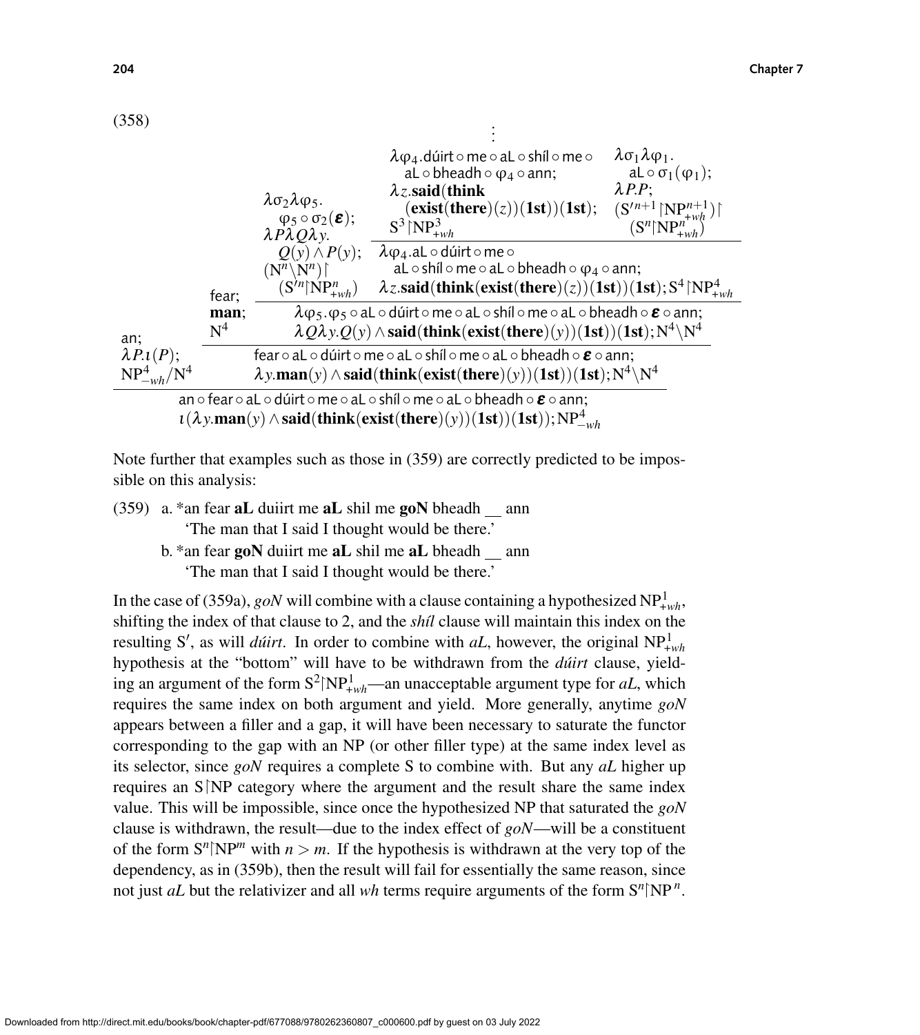(358)

$$
\dfrac{
\text{an};\ \lambda P.\iota(P);\ \mathrm{NP}^4_{-wh}/\mathrm{N}^4
\qquad
\dfrac{
\text{fear};\ \textbf{man};\ \mathrm{N}^4
\qquad
\dfrac{
\begin{array}{l}\lambda\sigma_2\lambda\varphi_5.\\ \quad \varphi_5 \circ \sigma_2(\boldsymbol{\varepsilon});\\ \lambda P\lambda Q\lambda y.\\ \quad Q(y)\wedge P(y);\\ (\mathrm{N}^n\backslash\mathrm{N}^n)\upharpoonright\\ \quad(\mathrm{S}'^n\upharpoonright\mathrm{NP}^n_{+wh})\end{array}
\qquad
\dfrac{
\begin{array}{l}\vdots\\ \lambda\varphi_4.\mathsf{dúirt}\circ\mathsf{me}\circ\mathsf{aL}\circ\mathsf{shíl}\circ\mathsf{me}\circ\\ \quad\mathsf{aL}\circ\mathsf{bheadh}\circ\varphi_4\circ\mathsf{ann};\\ \lambda z.\textbf{said}(\textbf{think}\\ \quad(\textbf{exist}(\textbf{there})(z))(\textbf{1st}))(\textbf{1st});\\ \mathrm{S}^3\upharpoonright\mathrm{NP}^3_{+wh}\end{array}
\qquad
\begin{array}{l}\lambda\sigma_1\lambda\varphi_1.\\ \quad\mathsf{aL}\circ\sigma_1(\varphi_1);\\ \lambda P.P;\\ (\mathrm{S}'^{n+1}\upharpoonright\mathrm{NP}^{n+1}_{+wh})\upharpoonright\\ \quad(\mathrm{S}^n\upharpoonright\mathrm{NP}^n_{+wh})\end{array}
}{
\begin{array}{l}\lambda\varphi_4.\mathsf{aL}\circ\mathsf{dúirt}\circ\mathsf{me}\circ\\ \quad\mathsf{aL}\circ\mathsf{shíl}\circ\mathsf{me}\circ\mathsf{aL}\circ\mathsf{bheadh}\circ\varphi_4\circ\mathsf{ann};\\ \lambda z.\textbf{said}(\textbf{think}(\textbf{exist}(\textbf{there})(z))(\textbf{1st}))(\textbf{1st});\mathrm{S}^4\upharpoonright\mathrm{NP}^4_{+wh}\end{array}
}
}{
\begin{array}{l}\lambda\varphi_5.\varphi_5\circ\mathsf{aL}\circ\mathsf{dúirt}\circ\mathsf{me}\circ\mathsf{aL}\circ\mathsf{shíl}\circ\mathsf{me}\circ\mathsf{aL}\circ\mathsf{bheadh}\circ\boldsymbol{\varepsilon}\circ\mathsf{ann};\\ \lambda Q\lambda y.Q(y)\wedge\textbf{said}(\textbf{think}(\textbf{exist}(\textbf{there})(y))(\textbf{1st}))(\textbf{1st});\mathrm{N}^4\backslash\mathrm{N}^4\end{array}
}
}{
\begin{array}{l}\mathsf{fear}\circ\mathsf{aL}\circ\mathsf{dúirt}\circ\mathsf{me}\circ\mathsf{aL}\circ\mathsf{shíl}\circ\mathsf{me}\circ\mathsf{aL}\circ\mathsf{bheadh}\circ\boldsymbol{\varepsilon}\circ\mathsf{ann};\\ \lambda y.\textbf{man}(y)\wedge\textbf{said}(\textbf{think}(\textbf{exist}(\textbf{there})(y))(\textbf{1st}))(\textbf{1st});\mathrm{N}^4\backslash\mathrm{N}^4\end{array}
}
}{
\begin{array}{l}\mathsf{an}\circ\mathsf{fear}\circ\mathsf{aL}\circ\mathsf{dúirt}\circ\mathsf{me}\circ\mathsf{aL}\circ\mathsf{shíl}\circ\mathsf{me}\circ\mathsf{aL}\circ\mathsf{bheadh}\circ\boldsymbol{\varepsilon}\circ\mathsf{ann};\\ \iota(\lambda y.\textbf{man}(y)\wedge\textbf{said}(\textbf{think}(\textbf{exist}(\textbf{there})(y))(\textbf{1st}))(\textbf{1st}));\mathrm{NP}^4_{-wh}\end{array}
}
$$

Note further that examples such as those in (359) are correctly predicted to be impossible on this analysis:

(359) a. *an fear **aL** duiirt me **aL** shil me **goN** bheadh __ ann
'The man that I said I thought would be there.'

b. *an fear **goN** duiirt me **aL** shil me **aL** bheadh __ ann
'The man that I said I thought would be there.'

In the case of (359a), *goN* will combine with a clause containing a hypothesized $\mathrm{NP}^1_{+wh}$, shifting the index of that clause to 2, and the *shíl* clause will maintain this index on the resulting S′, as will *dúirt*. In order to combine with *aL*, however, the original $\mathrm{NP}^1_{+wh}$ hypothesis at the "bottom" will have to be withdrawn from the *dúirt* clause, yielding an argument of the form $\mathrm{S}^2\upharpoonright\mathrm{NP}^1_{+wh}$—an unacceptable argument type for *aL*, which requires the same index on both argument and yield. More generally, anytime *goN* appears between a filler and a gap, it will have been necessary to saturate the functor corresponding to the gap with an NP (or other filler type) at the same index level as its selector, since *goN* requires a complete S to combine with. But any *aL* higher up requires an $\mathrm{S}\upharpoonright\mathrm{NP}$ category where the argument and the result share the same index value. This will be impossible, since once the hypothesized NP that saturated the *goN* clause is withdrawn, the result—due to the index effect of *goN*—will be a constituent of the form $\mathrm{S}^n\upharpoonright\mathrm{NP}^m$ with $n > m$. If the hypothesis is withdrawn at the very top of the dependency, as in (359b), then the result will fail for essentially the same reason, since not just *aL* but the relativizer and all *wh* terms require arguments of the form $\mathrm{S}^n\upharpoonright\mathrm{NP}^n$.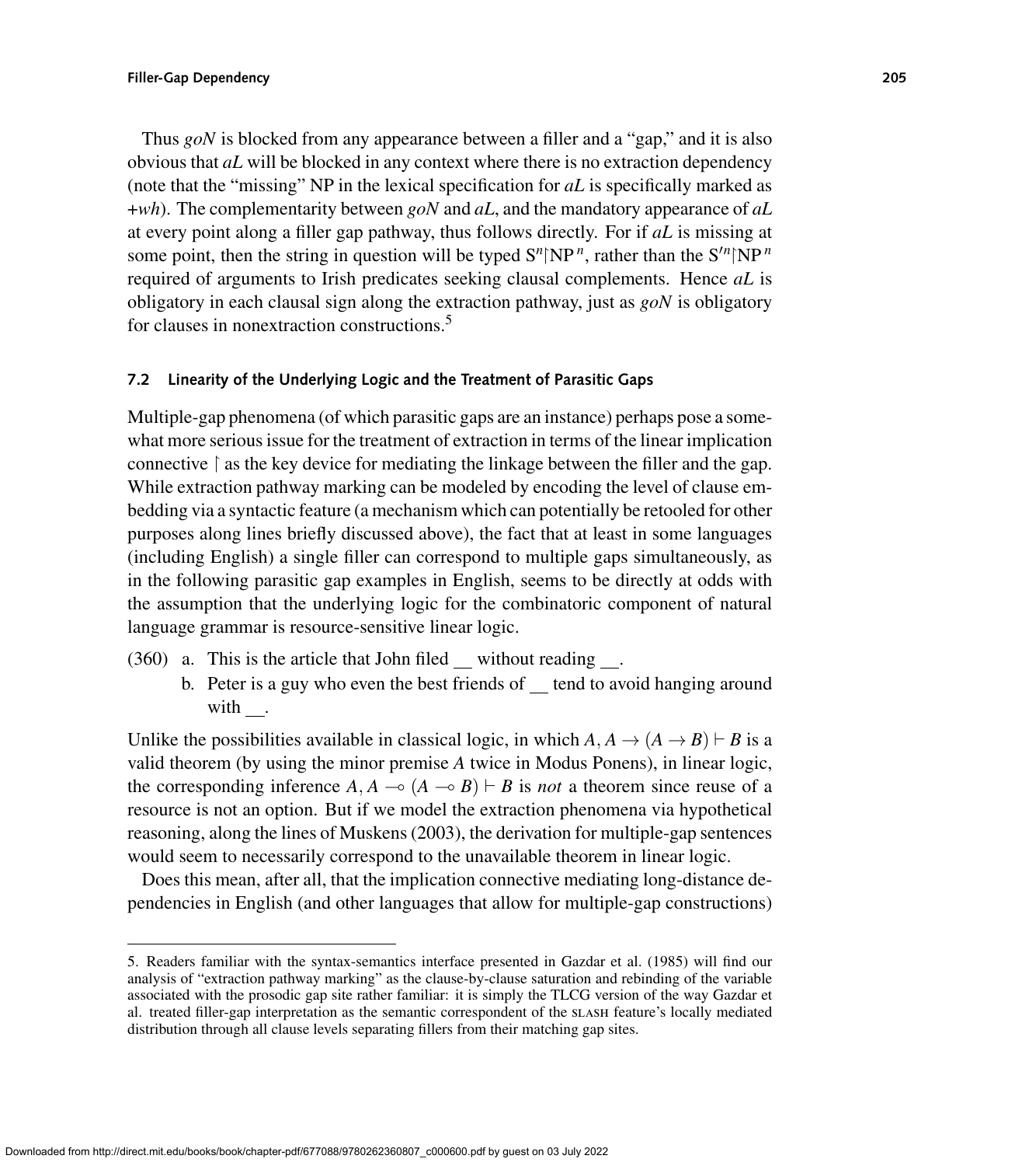Thus *goN* is blocked from any appearance between a filler and a "gap," and it is also obvious that *aL* will be blocked in any context where there is no extraction dependency (note that the "missing" NP in the lexical specification for *aL* is specifically marked as +*wh*). The complementarity between *goN* and *aL*, and the mandatory appearance of *aL* at every point along a filler gap pathway, thus follows directly. For if *aL* is missing at some point, then the string in question will be typed $\mathrm{S}^n{\upharpoonright}\mathrm{NP}^n$, rather than the $\mathrm{S}'^n{\upharpoonright}\mathrm{NP}^n$ required of arguments to Irish predicates seeking clausal complements. Hence *aL* is obligatory in each clausal sign along the extraction pathway, just as *goN* is obligatory for clauses in nonextraction constructions.[5]

## 7.2 Linearity of the Underlying Logic and the Treatment of Parasitic Gaps

Multiple-gap phenomena (of which parasitic gaps are an instance) perhaps pose a somewhat more serious issue for the treatment of extraction in terms of the linear implication connective $\upharpoonright$ as the key device for mediating the linkage between the filler and the gap. While extraction pathway marking can be modeled by encoding the level of clause embedding via a syntactic feature (a mechanism which can potentially be retooled for other purposes along lines briefly discussed above), the fact that at least in some languages (including English) a single filler can correspond to multiple gaps simultaneously, as in the following parasitic gap examples in English, seems to be directly at odds with the assumption that the underlying logic for the combinatoric component of natural language grammar is resource-sensitive linear logic.

(360) a. This is the article that John filed __ without reading __.

b. Peter is a guy who even the best friends of __ tend to avoid hanging around with __.

Unlike the possibilities available in classical logic, in which $A, A \to (A \to B) \vdash B$ is a valid theorem (by using the minor premise $A$ twice in Modus Ponens), in linear logic, the corresponding inference $A, A \multimap (A \multimap B) \vdash B$ is *not* a theorem since reuse of a resource is not an option. But if we model the extraction phenomena via hypothetical reasoning, along the lines of Muskens (2003), the derivation for multiple-gap sentences would seem to necessarily correspond to the unavailable theorem in linear logic.

Does this mean, after all, that the implication connective mediating long-distance dependencies in English (and other languages that allow for multiple-gap constructions)

---

5. Readers familiar with the syntax-semantics interface presented in Gazdar et al. (1985) will find our analysis of "extraction pathway marking" as the clause-by-clause saturation and rebinding of the variable associated with the prosodic gap site rather familiar: it is simply the TLCG version of the way Gazdar et al. treated filler-gap interpretation as the semantic correspondent of the SLASH feature's locally mediated distribution through all clause levels separating fillers from their matching gap sites.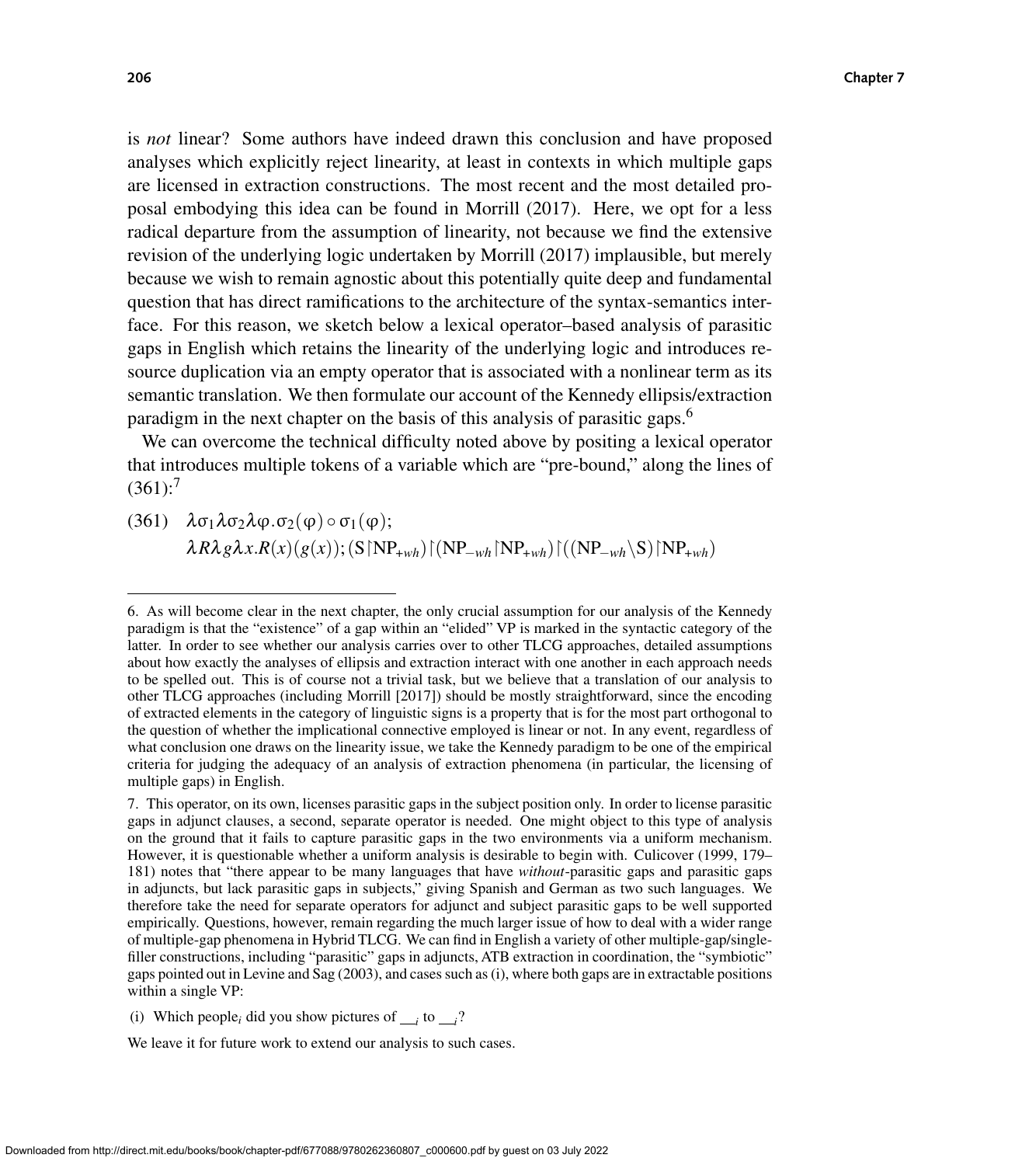is *not* linear? Some authors have indeed drawn this conclusion and have proposed analyses which explicitly reject linearity, at least in contexts in which multiple gaps are licensed in extraction constructions. The most recent and the most detailed proposal embodying this idea can be found in Morrill (2017). Here, we opt for a less radical departure from the assumption of linearity, not because we find the extensive revision of the underlying logic undertaken by Morrill (2017) implausible, but merely because we wish to remain agnostic about this potentially quite deep and fundamental question that has direct ramifications to the architecture of the syntax-semantics interface. For this reason, we sketch below a lexical operator–based analysis of parasitic gaps in English which retains the linearity of the underlying logic and introduces resource duplication via an empty operator that is associated with a nonlinear term as its semantic translation. We then formulate our account of the Kennedy ellipsis/extraction paradigm in the next chapter on the basis of this analysis of parasitic gaps.[6]

We can overcome the technical difficulty noted above by positing a lexical operator that introduces multiple tokens of a variable which are "pre-bound," along the lines of (361):[7]

(361) $\lambda\sigma_1\lambda\sigma_2\lambda\varphi.\sigma_2(\varphi)\circ\sigma_1(\varphi)$;
$\lambda R\lambda g\lambda x.R(x)(g(x)); (\mathrm{S}\upharpoonright\mathrm{NP}_{+wh})\upharpoonright(\mathrm{NP}_{-wh}\upharpoonright\mathrm{NP}_{+wh})\upharpoonright((\mathrm{NP}_{-wh}\backslash\mathrm{S})\upharpoonright\mathrm{NP}_{+wh})$

---

6. As will become clear in the next chapter, the only crucial assumption for our analysis of the Kennedy paradigm is that the "existence" of a gap within an "elided" VP is marked in the syntactic category of the latter. In order to see whether our analysis carries over to other TLCG approaches, detailed assumptions about how exactly the analyses of ellipsis and extraction interact with one another in each approach needs to be spelled out. This is of course not a trivial task, but we believe that a translation of our analysis to other TLCG approaches (including Morrill [2017]) should be mostly straightforward, since the encoding of extracted elements in the category of linguistic signs is a property that is for the most part orthogonal to the question of whether the implicational connective employed is linear or not. In any event, regardless of what conclusion one draws on the linearity issue, we take the Kennedy paradigm to be one of the empirical criteria for judging the adequacy of an analysis of extraction phenomena (in particular, the licensing of multiple gaps) in English.

7. This operator, on its own, licenses parasitic gaps in the subject position only. In order to license parasitic gaps in adjunct clauses, a second, separate operator is needed. One might object to this type of analysis on the ground that it fails to capture parasitic gaps in the two environments via a uniform mechanism. However, it is questionable whether a uniform analysis is desirable to begin with. Culicover (1999, 179–181) notes that "there appear to be many languages that have *without*-parasitic gaps and parasitic gaps in adjuncts, but lack parasitic gaps in subjects," giving Spanish and German as two such languages. We therefore take the need for separate operators for adjunct and subject parasitic gaps to be well supported empirically. Questions, however, remain regarding the much larger issue of how to deal with a wider range of multiple-gap phenomena in Hybrid TLCG. We can find in English a variety of other multiple-gap/single-filler constructions, including "parasitic" gaps in adjuncts, ATB extraction in coordination, the "symbiotic" gaps pointed out in Levine and Sag (2003), and cases such as (i), where both gaps are in extractable positions within a single VP:

(i) Which people$_i$ did you show pictures of $\_\__i$ to $\_\__i$?

We leave it for future work to extend our analysis to such cases.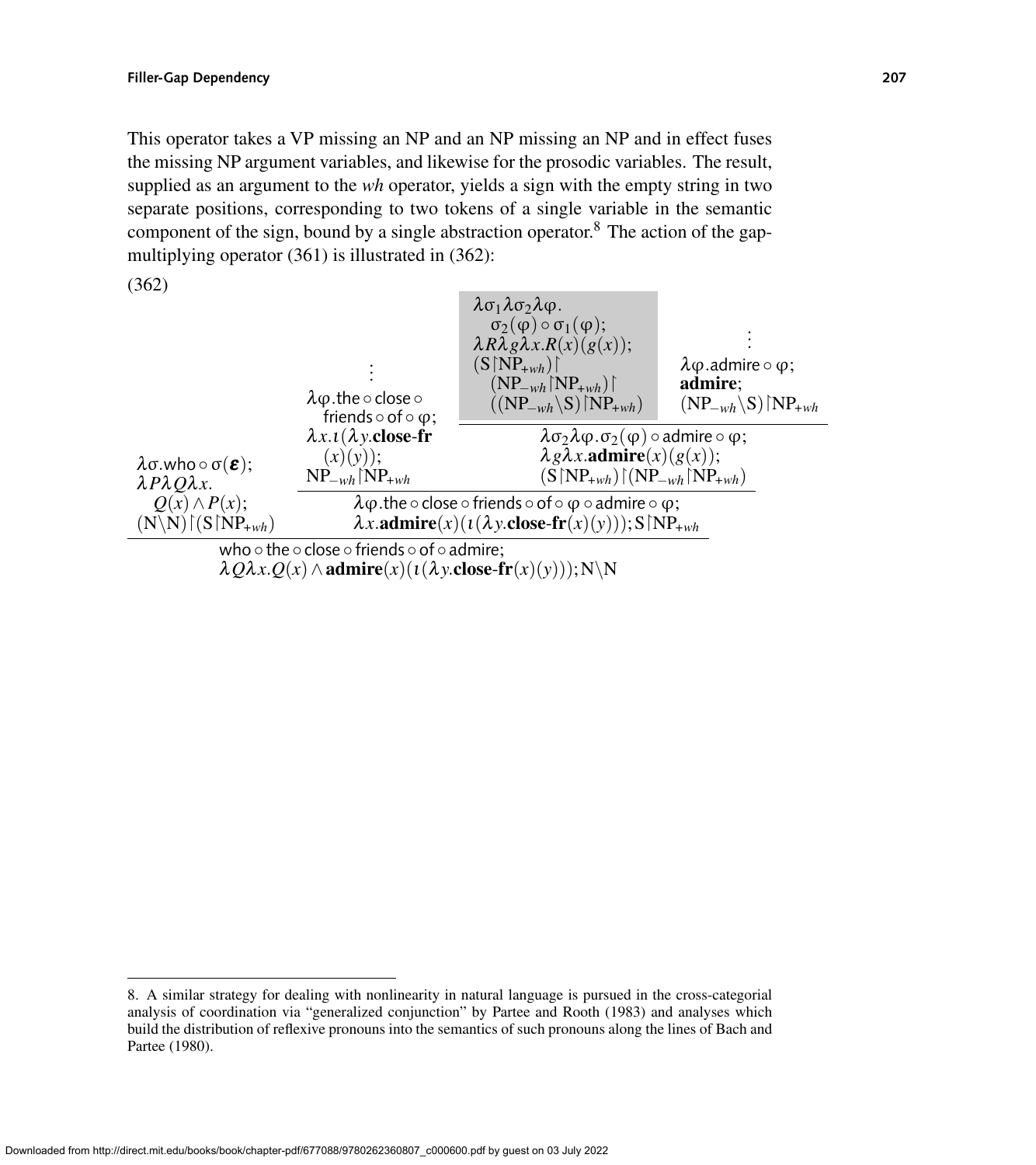This operator takes a VP missing an NP and an NP missing an NP and in effect fuses the missing NP argument variables, and likewise for the prosodic variables. The result, supplied as an argument to the *wh* operator, yields a sign with the empty string in two separate positions, corresponding to two tokens of a single variable in the semantic component of the sign, bound by a single abstraction operator.[8] The action of the gap-multiplying operator (361) is illustrated in (362):

(362)

$$\dfrac{\begin{array}{l}\lambda\sigma.\mathsf{who}\circ\sigma(\boldsymbol{\varepsilon});\\ \lambda P\lambda Q\lambda x.\\ \quad Q(x)\wedge P(x);\\ (\mathrm{N}\backslash\mathrm{N})\upharpoonright(\mathrm{S}\upharpoonright\mathrm{NP}_{+wh})\end{array} \quad \dfrac{\begin{array}{l}\vdots\\ \lambda\varphi.\mathsf{the}\circ\mathsf{close}\circ\\ \quad\mathsf{friends}\circ\mathsf{of}\circ\varphi;\\ \lambda x.\iota(\lambda y.\mathbf{close\text{-}fr}\\ \quad(x)(y));\\ \mathrm{NP}_{-wh}\upharpoonright\mathrm{NP}_{+wh}\end{array} \quad \dfrac{\begin{array}{l}\lambda\sigma_1\lambda\sigma_2\lambda\varphi.\\ \quad\sigma_2(\varphi)\circ\sigma_1(\varphi);\\ \lambda R\lambda g\lambda x.R(x)(g(x));\\ (\mathrm{S}\upharpoonright\mathrm{NP}_{+wh})\upharpoonright\\ \quad(\mathrm{NP}_{-wh}\upharpoonright\mathrm{NP}_{+wh})\upharpoonright\\ \quad((\mathrm{NP}_{-wh}\backslash\mathrm{S})\upharpoonright\mathrm{NP}_{+wh})\end{array} \quad \begin{array}{l}\vdots\\ \lambda\varphi.\mathsf{admire}\circ\varphi;\\ \mathbf{admire};\\ (\mathrm{NP}_{-wh}\backslash\mathrm{S})\upharpoonright\mathrm{NP}_{+wh}\end{array}}{\begin{array}{l}\lambda\sigma_2\lambda\varphi.\sigma_2(\varphi)\circ\mathsf{admire}\circ\varphi;\\ \lambda g\lambda x.\mathbf{admire}(x)(g(x));\\ (\mathrm{S}\upharpoonright\mathrm{NP}_{+wh})\upharpoonright(\mathrm{NP}_{-wh}\upharpoonright\mathrm{NP}_{+wh})\end{array}}}{\begin{array}{l}\lambda\varphi.\mathsf{the}\circ\mathsf{close}\circ\mathsf{friends}\circ\mathsf{of}\circ\varphi\circ\mathsf{admire}\circ\varphi;\\ \lambda x.\mathbf{admire}(x)(\iota(\lambda y.\mathbf{close\text{-}fr}(x)(y)));\mathrm{S}\upharpoonright\mathrm{NP}_{+wh}\end{array}}}{\begin{array}{l}\mathsf{who}\circ\mathsf{the}\circ\mathsf{close}\circ\mathsf{friends}\circ\mathsf{of}\circ\mathsf{admire};\\ \lambda Q\lambda x.Q(x)\wedge\mathbf{admire}(x)(\iota(\lambda y.\mathbf{close\text{-}fr}(x)(y)));\mathrm{N}\backslash\mathrm{N}\end{array}}$$

8. A similar strategy for dealing with nonlinearity in natural language is pursued in the cross-categorial analysis of coordination via "generalized conjunction" by Partee and Rooth (1983) and analyses which build the distribution of reflexive pronouns into the semantics of such pronouns along the lines of Bach and Partee (1980).